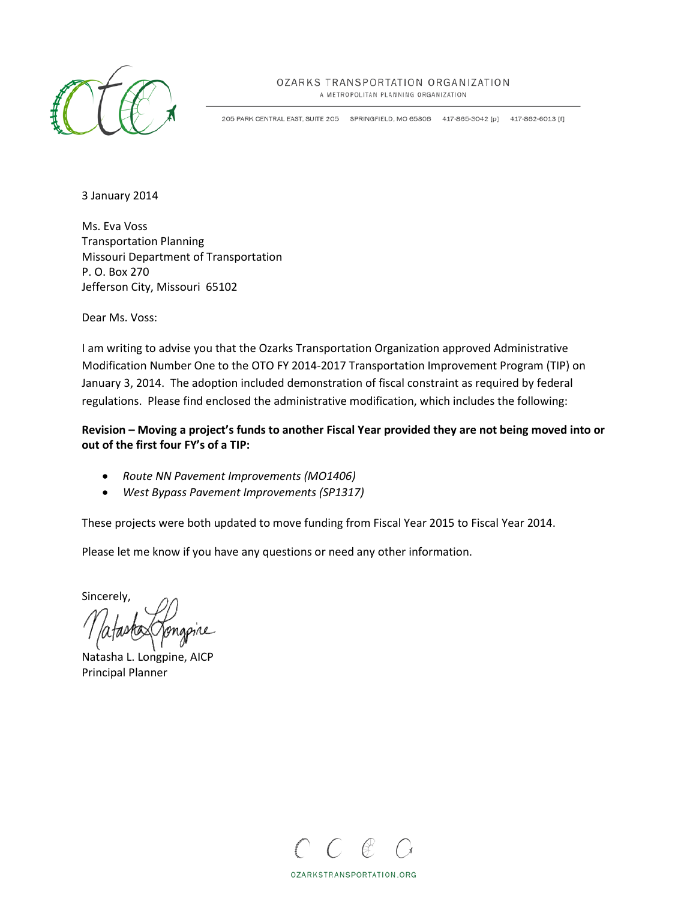OZARKS TRANSPORTATION ORGANIZATION
A METROPOLITAN PLANNING ORGANIZATION

205 PARK CENTRAL EAST, SUITE 205  SPRINGFIELD, MO 65806  417-865-3042 [p]  417-862-6013 [f]

3 January 2014

Ms. Eva Voss
Transportation Planning
Missouri Department of Transportation
P. O. Box 270
Jefferson City, Missouri 65102

Dear Ms. Voss:

I am writing to advise you that the Ozarks Transportation Organization approved Administrative Modification Number One to the OTO FY 2014-2017 Transportation Improvement Program (TIP) on January 3, 2014. The adoption included demonstration of fiscal constraint as required by federal regulations. Please find enclosed the administrative modification, which includes the following:

**Revision – Moving a project's funds to another Fiscal Year provided they are not being moved into or out of the first four FY's of a TIP:**

- *Route NN Pavement Improvements (MO1406)*
- *West Bypass Pavement Improvements (SP1317)*

These projects were both updated to move funding from Fiscal Year 2015 to Fiscal Year 2014.

Please let me know if you have any questions or need any other information.

Sincerely,

Natasha L. Longpine, AICP
Principal Planner

OZARKSTRANSPORTATION.ORG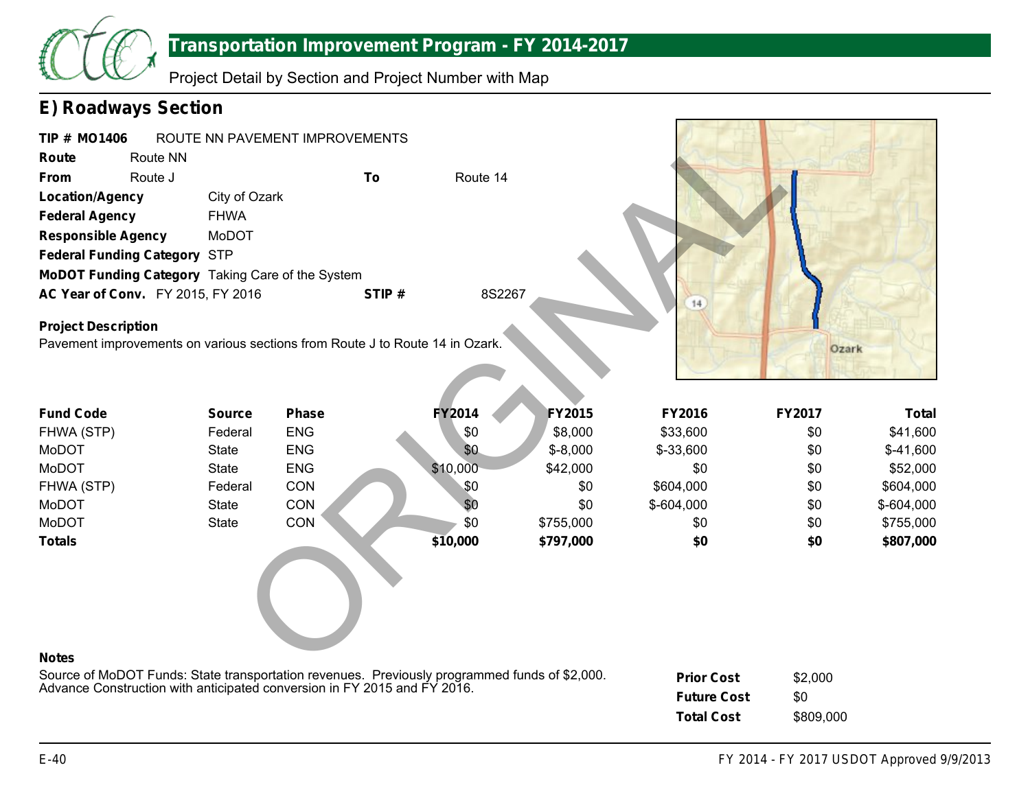# Transportation Improvement Program - FY 2014-2017

Project Detail by Section and Project Number with Map

## E) Roadways Section

**TIP # MO1406** ROUTE NN PAVEMENT IMPROVEMENTS

**Route** Route NN

**From** Route J **To** Route 14

**Location/Agency** City of Ozark

**Federal Agency** FHWA

**Responsible Agency** MoDOT

**Federal Funding Category** STP

**MoDOT Funding Category** Taking Care of the System

**AC Year of Conv.** FY 2015, FY 2016 **STIP #** 8S2267

**Project Description**

Pavement improvements on various sections from Route J to Route 14 in Ozark.

| Fund Code | Source | Phase | FY2014 | FY2015 | FY2016 | FY2017 | Total |
|---|---|---|---|---|---|---|---|
| FHWA (STP) | Federal | ENG | $0 | $8,000 | $33,600 | $0 | $41,600 |
| MoDOT | State | ENG | $0 | $-8,000 | $-33,600 | $0 | $-41,600 |
| MoDOT | State | ENG | $10,000 | $42,000 | $0 | $0 | $52,000 |
| FHWA (STP) | Federal | CON | $0 | $0 | $604,000 | $0 | $604,000 |
| MoDOT | State | CON | $0 | $0 | $-604,000 | $0 | $-604,000 |
| MoDOT | State | CON | $0 | $755,000 | $0 | $0 | $755,000 |
| **Totals** | | | **$10,000** | **$797,000** | **$0** | **$0** | **$807,000** |

**Notes**

Source of MoDOT Funds: State transportation revenues. Previously programmed funds of $2,000.
Advance Construction with anticipated conversion in FY 2015 and FY 2016.

| | |
|---|---|
| **Prior Cost** | $2,000 |
| **Future Cost** | $0 |
| **Total Cost** | $809,000 |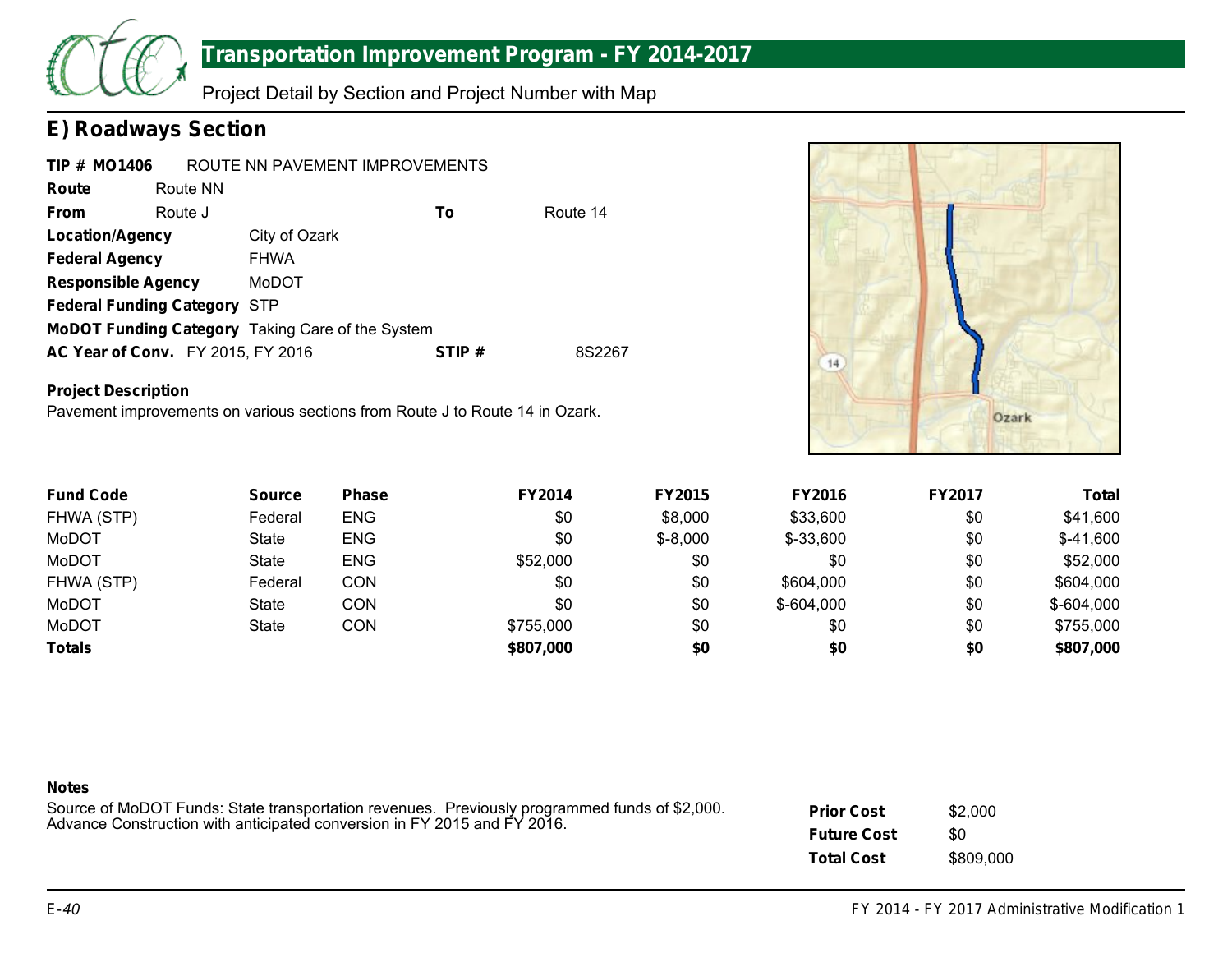# Transportation Improvement Program - FY 2014-2017

Project Detail by Section and Project Number with Map

## E) Roadways Section

**TIP # MO1406** ROUTE NN PAVEMENT IMPROVEMENTS

**Route** Route NN

**From** Route J **To** Route 14

**Location/Agency** City of Ozark

**Federal Agency** FHWA

**Responsible Agency** MoDOT

**Federal Funding Category** STP

**MoDOT Funding Category** Taking Care of the System

**AC Year of Conv.** FY 2015, FY 2016 **STIP #** 8S2267

**Project Description**

Pavement improvements on various sections from Route J to Route 14 in Ozark.

| Fund Code | Source | Phase | FY2014 | FY2015 | FY2016 | FY2017 | Total |
|---|---|---|---|---|---|---|---|
| FHWA (STP) | Federal | ENG | $0 | $8,000 | $33,600 | $0 | $41,600 |
| MoDOT | State | ENG | $0 | $-8,000 | $-33,600 | $0 | $-41,600 |
| MoDOT | State | ENG | $52,000 | $0 | $0 | $0 | $52,000 |
| FHWA (STP) | Federal | CON | $0 | $0 | $604,000 | $0 | $604,000 |
| MoDOT | State | CON | $0 | $0 | $-604,000 | $0 | $-604,000 |
| MoDOT | State | CON | $755,000 | $0 | $0 | $0 | $755,000 |
| **Totals** | | | **$807,000** | **$0** | **$0** | **$0** | **$807,000** |

**Notes**

Source of MoDOT Funds: State transportation revenues. Previously programmed funds of $2,000. Advance Construction with anticipated conversion in FY 2015 and FY 2016.

**Prior Cost** $2,000

**Future Cost** $0

**Total Cost** $809,000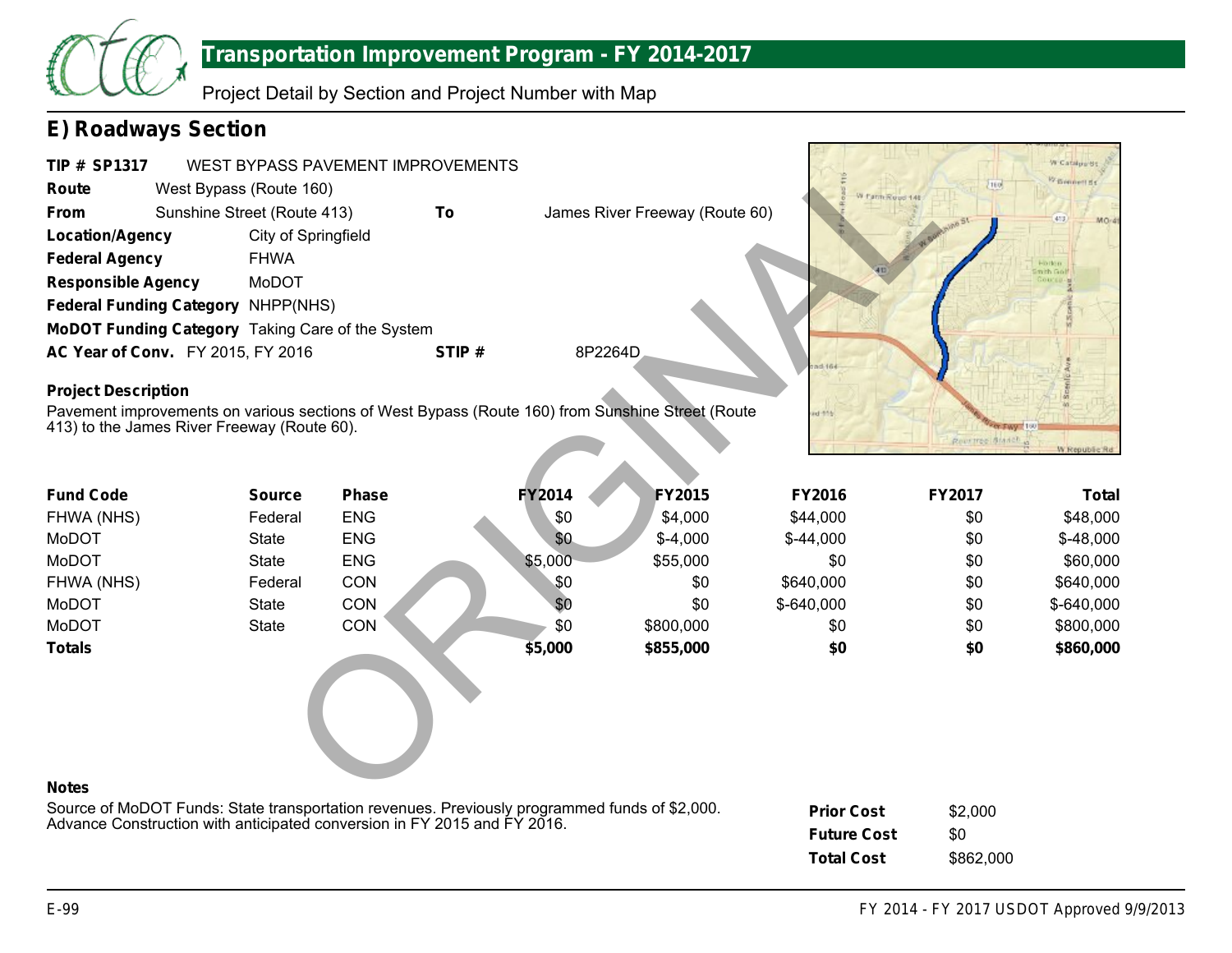## Transportation Improvement Program - FY 2014-2017

Project Detail by Section and Project Number with Map

# E) Roadways Section

**TIP # SP1317** WEST BYPASS PAVEMENT IMPROVEMENTS

**Route** West Bypass (Route 160)

**From** Sunshine Street (Route 413) **To** James River Freeway (Route 60)

**Location/Agency** City of Springfield

**Federal Agency** FHWA

**Responsible Agency** MoDOT

**Federal Funding Category** NHPP(NHS)

**MoDOT Funding Category** Taking Care of the System

**AC Year of Conv.** FY 2015, FY 2016 **STIP #** 8P2264D

**Project Description**

Pavement improvements on various sections of West Bypass (Route 160) from Sunshine Street (Route 413) to the James River Freeway (Route 60).

| Fund Code | Source | Phase | FY2014 | FY2015 | FY2016 | FY2017 | Total |
|---|---|---|---|---|---|---|---|
| FHWA (NHS) | Federal | ENG | $0 | $4,000 | $44,000 | $0 | $48,000 |
| MoDOT | State | ENG | $0 | $-4,000 | $-44,000 | $0 | $-48,000 |
| MoDOT | State | ENG | $5,000 | $55,000 | $0 | $0 | $60,000 |
| FHWA (NHS) | Federal | CON | $0 | $0 | $640,000 | $0 | $640,000 |
| MoDOT | State | CON | $0 | $0 | $-640,000 | $0 | $-640,000 |
| MoDOT | State | CON | $0 | $800,000 | $0 | $0 | $800,000 |
| **Totals** | | | **$5,000** | **$855,000** | **$0** | **$0** | **$860,000** |

**Notes**

Source of MoDOT Funds: State transportation revenues. Previously programmed funds of $2,000. Advance Construction with anticipated conversion in FY 2015 and FY 2016.

| | |
|---|---|
| **Prior Cost** | $2,000 |
| **Future Cost** | $0 |
| **Total Cost** | $862,000 |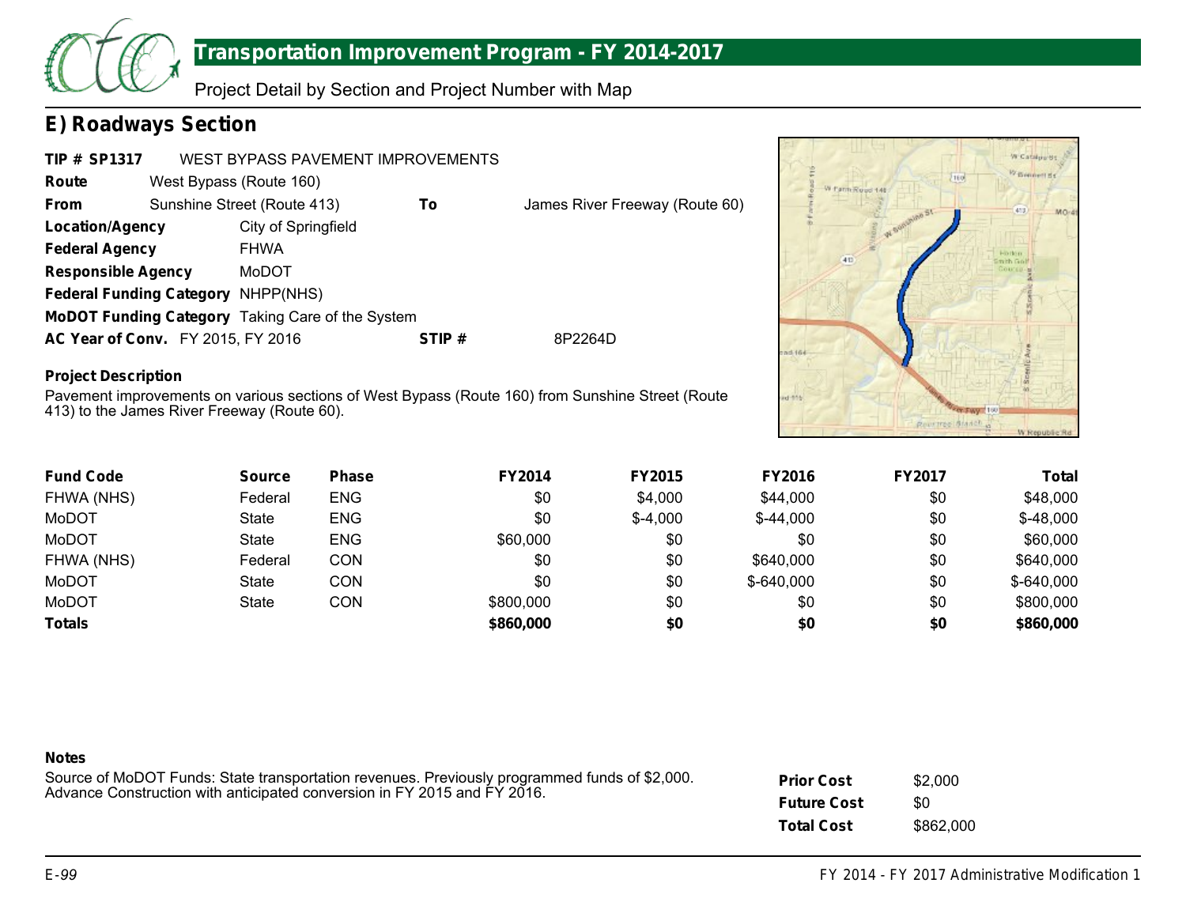## Transportation Improvement Program - FY 2014-2017

Project Detail by Section and Project Number with Map

## E) Roadways Section

**TIP # SP1317** WEST BYPASS PAVEMENT IMPROVEMENTS

**Route** West Bypass (Route 160)

**From** Sunshine Street (Route 413) **To** James River Freeway (Route 60)

**Location/Agency** City of Springfield

**Federal Agency** FHWA

**Responsible Agency** MoDOT

**Federal Funding Category** NHPP(NHS)

**MoDOT Funding Category** Taking Care of the System

**AC Year of Conv.** FY 2015, FY 2016 **STIP #** 8P2264D

**Project Description**

Pavement improvements on various sections of West Bypass (Route 160) from Sunshine Street (Route 413) to the James River Freeway (Route 60).

| Fund Code | Source | Phase | FY2014 | FY2015 | FY2016 | FY2017 | Total |
|---|---|---|---|---|---|---|---|
| FHWA (NHS) | Federal | ENG | $0 | $4,000 | $44,000 | $0 | $48,000 |
| MoDOT | State | ENG | $0 | $-4,000 | $-44,000 | $0 | $-48,000 |
| MoDOT | State | ENG | $60,000 | $0 | $0 | $0 | $60,000 |
| FHWA (NHS) | Federal | CON | $0 | $0 | $640,000 | $0 | $640,000 |
| MoDOT | State | CON | $0 | $0 | $-640,000 | $0 | $-640,000 |
| MoDOT | State | CON | $800,000 | $0 | $0 | $0 | $800,000 |
| **Totals** | | | **$860,000** | **$0** | **$0** | **$0** | **$860,000** |

**Notes**

Source of MoDOT Funds: State transportation revenues. Previously programmed funds of $2,000. Advance Construction with anticipated conversion in FY 2015 and FY 2016.

| | |
|---|---|
| **Prior Cost** | $2,000 |
| **Future Cost** | $0 |
| **Total Cost** | $862,000 |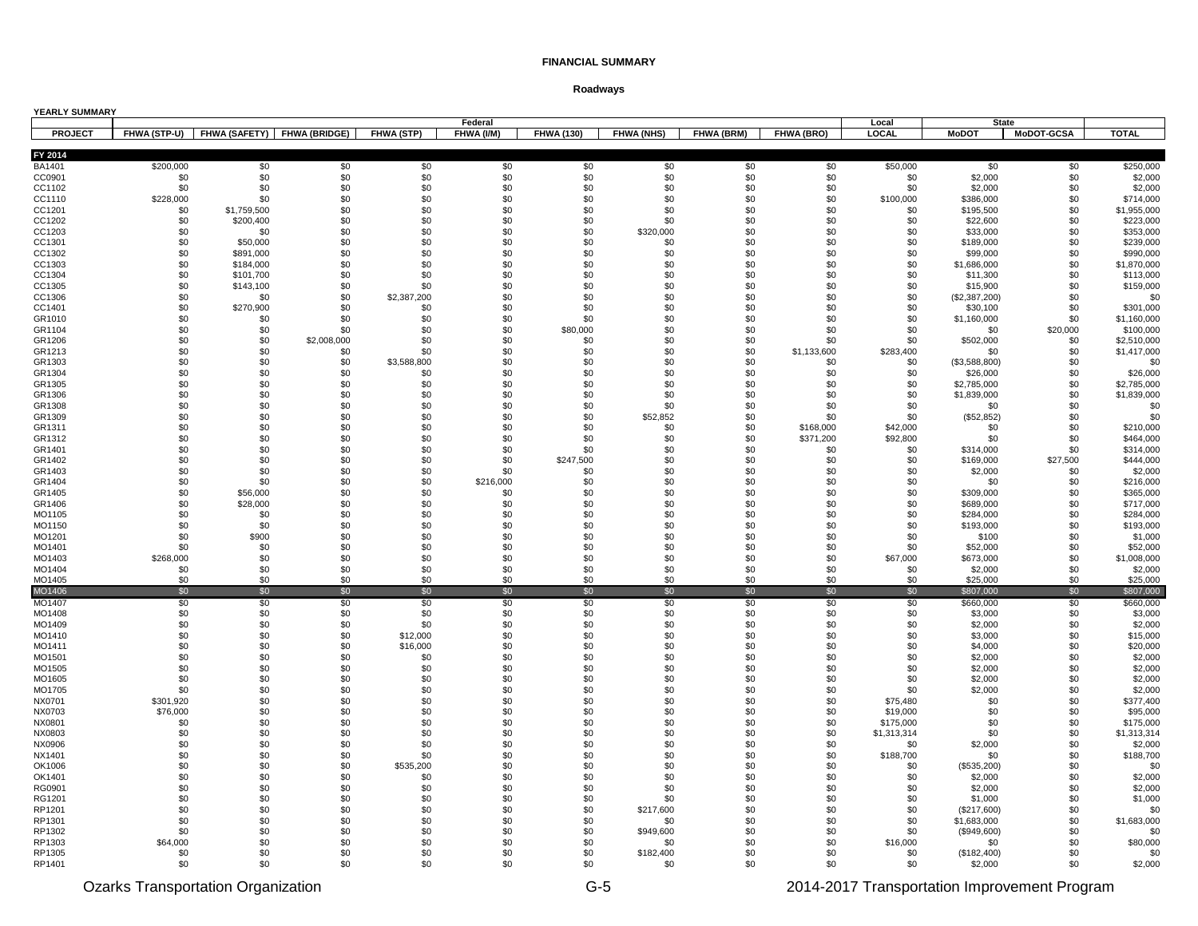**FINANCIAL SUMMARY**

**Roadways**

**YEARLY SUMMARY**

| | Federal | | | | | | | | | Local | State | | |
|---|---|---|---|---|---|---|---|---|---|---|---|---|---|
| PROJECT | FHWA (STP-U) | FHWA (SAFETY) | FHWA (BRIDGE) | FHWA (STP) | FHWA (I/M) | FHWA (130) | FHWA (NHS) | FHWA (BRM) | FHWA (BRO) | LOCAL | MoDOT | MoDOT-GCSA | TOTAL |
| **FY 2014** | | | | | | | | | | | | | |
| BA1401 | $200,000 | $0 | $0 | $0 | $0 | $0 | $0 | $0 | $0 | $50,000 | $0 | $0 | $250,000 |
| CC0901 | $0 | $0 | $0 | $0 | $0 | $0 | $0 | $0 | $0 | $0 | $2,000 | $0 | $2,000 |
| CC1102 | $0 | $0 | $0 | $0 | $0 | $0 | $0 | $0 | $0 | $0 | $2,000 | $0 | $2,000 |
| CC1110 | $228,000 | $0 | $0 | $0 | $0 | $0 | $0 | $0 | $0 | $100,000 | $386,000 | $0 | $714,000 |
| CC1201 | $0 | $1,759,500 | $0 | $0 | $0 | $0 | $0 | $0 | $0 | $0 | $195,500 | $0 | $1,955,000 |
| CC1202 | $0 | $200,400 | $0 | $0 | $0 | $0 | $0 | $0 | $0 | $0 | $22,600 | $0 | $223,000 |
| CC1203 | $0 | $0 | $0 | $0 | $0 | $0 | $320,000 | $0 | $0 | $0 | $33,000 | $0 | $353,000 |
| CC1301 | $0 | $50,000 | $0 | $0 | $0 | $0 | $0 | $0 | $0 | $0 | $189,000 | $0 | $239,000 |
| CC1302 | $0 | $891,000 | $0 | $0 | $0 | $0 | $0 | $0 | $0 | $0 | $99,000 | $0 | $990,000 |
| CC1303 | $0 | $184,000 | $0 | $0 | $0 | $0 | $0 | $0 | $0 | $0 | $1,686,000 | $0 | $1,870,000 |
| CC1304 | $0 | $101,700 | $0 | $0 | $0 | $0 | $0 | $0 | $0 | $0 | $11,300 | $0 | $113,000 |
| CC1305 | $0 | $143,100 | $0 | $0 | $0 | $0 | $0 | $0 | $0 | $0 | $15,900 | $0 | $159,000 |
| CC1306 | $0 | $0 | $0 | $2,387,200 | $0 | $0 | $0 | $0 | $0 | $0 | ($2,387,200) | $0 | $0 |
| CC1401 | $0 | $270,900 | $0 | $0 | $0 | $0 | $0 | $0 | $0 | $0 | $30,100 | $0 | $301,000 |
| GR1010 | $0 | $0 | $0 | $0 | $0 | $0 | $0 | $0 | $0 | $0 | $1,160,000 | $0 | $1,160,000 |
| GR1104 | $0 | $0 | $0 | $0 | $0 | $80,000 | $0 | $0 | $0 | $0 | $0 | $20,000 | $100,000 |
| GR1206 | $0 | $0 | $2,008,000 | $0 | $0 | $0 | $0 | $0 | $0 | $0 | $502,000 | $0 | $2,510,000 |
| GR1213 | $0 | $0 | $0 | $0 | $0 | $0 | $0 | $0 | $1,133,600 | $283,400 | $0 | $0 | $1,417,000 |
| GR1303 | $0 | $0 | $0 | $3,588,800 | $0 | $0 | $0 | $0 | $0 | $0 | ($3,588,800) | $0 | $0 |
| GR1304 | $0 | $0 | $0 | $0 | $0 | $0 | $0 | $0 | $0 | $0 | $26,000 | $0 | $26,000 |
| GR1305 | $0 | $0 | $0 | $0 | $0 | $0 | $0 | $0 | $0 | $0 | $2,785,000 | $0 | $2,785,000 |
| GR1306 | $0 | $0 | $0 | $0 | $0 | $0 | $0 | $0 | $0 | $0 | $1,839,000 | $0 | $1,839,000 |
| GR1308 | $0 | $0 | $0 | $0 | $0 | $0 | $0 | $0 | $0 | $0 | $0 | $0 | $0 |
| GR1309 | $0 | $0 | $0 | $0 | $0 | $0 | $52,852 | $0 | $0 | $0 | ($52,852) | $0 | $0 |
| GR1311 | $0 | $0 | $0 | $0 | $0 | $0 | $0 | $0 | $168,000 | $42,000 | $0 | $0 | $210,000 |
| GR1312 | $0 | $0 | $0 | $0 | $0 | $0 | $0 | $0 | $371,200 | $92,800 | $0 | $0 | $464,000 |
| GR1401 | $0 | $0 | $0 | $0 | $0 | $0 | $0 | $0 | $0 | $0 | $314,000 | $0 | $314,000 |
| GR1402 | $0 | $0 | $0 | $0 | $0 | $247,500 | $0 | $0 | $0 | $0 | $169,000 | $27,500 | $444,000 |
| GR1403 | $0 | $0 | $0 | $0 | $0 | $0 | $0 | $0 | $0 | $0 | $2,000 | $0 | $2,000 |
| GR1404 | $0 | $0 | $0 | $0 | $216,000 | $0 | $0 | $0 | $0 | $0 | $0 | $0 | $216,000 |
| GR1405 | $0 | $56,000 | $0 | $0 | $0 | $0 | $0 | $0 | $0 | $0 | $309,000 | $0 | $365,000 |
| GR1406 | $0 | $28,000 | $0 | $0 | $0 | $0 | $0 | $0 | $0 | $0 | $689,000 | $0 | $717,000 |
| MO1105 | $0 | $0 | $0 | $0 | $0 | $0 | $0 | $0 | $0 | $0 | $284,000 | $0 | $284,000 |
| MO1150 | $0 | $0 | $0 | $0 | $0 | $0 | $0 | $0 | $0 | $0 | $193,000 | $0 | $193,000 |
| MO1201 | $0 | $900 | $0 | $0 | $0 | $0 | $0 | $0 | $0 | $0 | $100 | $0 | $1,000 |
| MO1401 | $0 | $0 | $0 | $0 | $0 | $0 | $0 | $0 | $0 | $0 | $52,000 | $0 | $52,000 |
| MO1403 | $268,000 | $0 | $0 | $0 | $0 | $0 | $0 | $0 | $0 | $67,000 | $673,000 | $0 | $1,008,000 |
| MO1404 | $0 | $0 | $0 | $0 | $0 | $0 | $0 | $0 | $0 | $0 | $2,000 | $0 | $2,000 |
| MO1405 | $0 | $0 | $0 | $0 | $0 | $0 | $0 | $0 | $0 | $0 | $25,000 | $0 | $25,000 |
| MO1406 | $0 | $0 | $0 | $0 | $0 | $0 | $0 | $0 | $0 | $0 | $807,000 | $0 | $807,000 |
| MO1407 | $0 | $0 | $0 | $0 | $0 | $0 | $0 | $0 | $0 | $0 | $660,000 | $0 | $660,000 |
| MO1408 | $0 | $0 | $0 | $0 | $0 | $0 | $0 | $0 | $0 | $0 | $3,000 | $0 | $3,000 |
| MO1409 | $0 | $0 | $0 | $0 | $0 | $0 | $0 | $0 | $0 | $0 | $2,000 | $0 | $2,000 |
| MO1410 | $0 | $0 | $0 | $12,000 | $0 | $0 | $0 | $0 | $0 | $0 | $3,000 | $0 | $15,000 |
| MO1411 | $0 | $0 | $0 | $16,000 | $0 | $0 | $0 | $0 | $0 | $0 | $4,000 | $0 | $20,000 |
| MO1501 | $0 | $0 | $0 | $0 | $0 | $0 | $0 | $0 | $0 | $0 | $2,000 | $0 | $2,000 |
| MO1505 | $0 | $0 | $0 | $0 | $0 | $0 | $0 | $0 | $0 | $0 | $2,000 | $0 | $2,000 |
| MO1605 | $0 | $0 | $0 | $0 | $0 | $0 | $0 | $0 | $0 | $0 | $2,000 | $0 | $2,000 |
| MO1705 | $0 | $0 | $0 | $0 | $0 | $0 | $0 | $0 | $0 | $0 | $2,000 | $0 | $2,000 |
| NX0701 | $301,920 | $0 | $0 | $0 | $0 | $0 | $0 | $0 | $0 | $75,480 | $0 | $0 | $377,400 |
| NX0703 | $76,000 | $0 | $0 | $0 | $0 | $0 | $0 | $0 | $0 | $19,000 | $0 | $0 | $95,000 |
| NX0801 | $0 | $0 | $0 | $0 | $0 | $0 | $0 | $0 | $0 | $175,000 | $0 | $0 | $175,000 |
| NX0803 | $0 | $0 | $0 | $0 | $0 | $0 | $0 | $0 | $0 | $1,313,314 | $0 | $0 | $1,313,314 |
| NX0906 | $0 | $0 | $0 | $0 | $0 | $0 | $0 | $0 | $0 | $0 | $2,000 | $0 | $2,000 |
| NX1401 | $0 | $0 | $0 | $0 | $0 | $0 | $0 | $0 | $0 | $188,700 | $0 | $0 | $188,700 |
| OK1006 | $0 | $0 | $0 | $535,200 | $0 | $0 | $0 | $0 | $0 | $0 | ($535,200) | $0 | $0 |
| OK1401 | $0 | $0 | $0 | $0 | $0 | $0 | $0 | $0 | $0 | $0 | $2,000 | $0 | $2,000 |
| RG0901 | $0 | $0 | $0 | $0 | $0 | $0 | $0 | $0 | $0 | $0 | $2,000 | $0 | $2,000 |
| RG1201 | $0 | $0 | $0 | $0 | $0 | $0 | $0 | $0 | $0 | $0 | $1,000 | $0 | $1,000 |
| RP1201 | $0 | $0 | $0 | $0 | $0 | $0 | $217,600 | $0 | $0 | $0 | ($217,600) | $0 | $0 |
| RP1301 | $0 | $0 | $0 | $0 | $0 | $0 | $0 | $0 | $0 | $0 | $1,683,000 | $0 | $1,683,000 |
| RP1302 | $0 | $0 | $0 | $0 | $0 | $0 | $949,600 | $0 | $0 | $0 | ($949,600) | $0 | $0 |
| RP1303 | $64,000 | $0 | $0 | $0 | $0 | $0 | $0 | $0 | $0 | $16,000 | $0 | $0 | $80,000 |
| RP1305 | $0 | $0 | $0 | $0 | $0 | $0 | $182,400 | $0 | $0 | $0 | ($182,400) | $0 | $0 |
| RP1401 | $0 | $0 | $0 | $0 | $0 | $0 | $0 | $0 | $0 | $0 | $2,000 | $0 | $2,000 |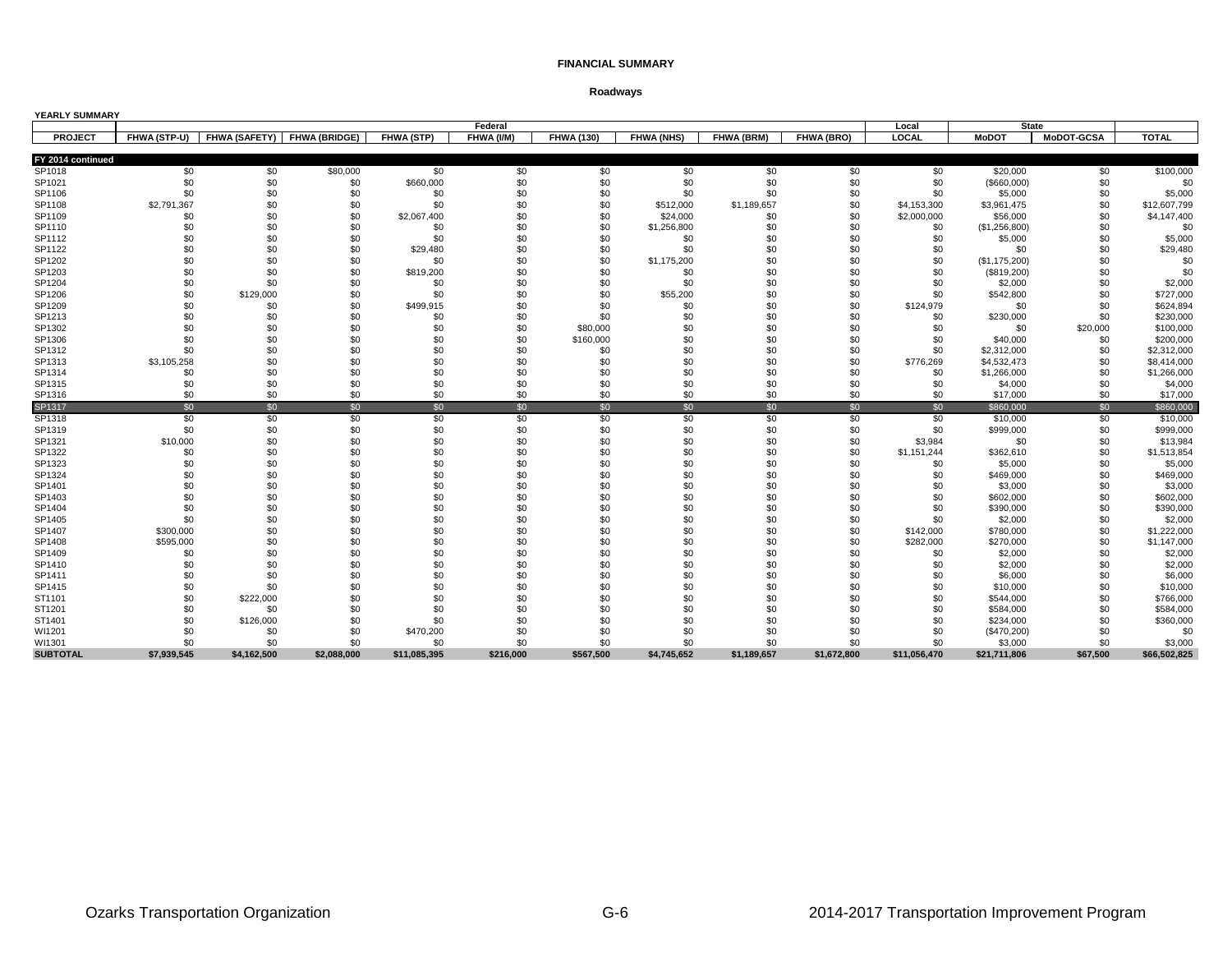**FINANCIAL SUMMARY**

**Roadways**

**YEARLY SUMMARY**

| | Federal | | | | | | | | | Local | State | | |
|---|---|---|---|---|---|---|---|---|---|---|---|---|---|
| **PROJECT** | **FHWA (STP-U)** | **FHWA (SAFETY)** | **FHWA (BRIDGE)** | **FHWA (STP)** | **FHWA (I/M)** | **FHWA (130)** | **FHWA (NHS)** | **FHWA (BRM)** | **FHWA (BRO)** | **LOCAL** | **MoDOT** | **MoDOT-GCSA** | **TOTAL** |
| **FY 2014 continued** | | | | | | | | | | | | | |
| SP1018 | $0 | $0 | $80,000 | $0 | $0 | $0 | $0 | $0 | $0 | $0 | $20,000 | $0 | $100,000 |
| SP1021 | $0 | $0 | $0 | $660,000 | $0 | $0 | $0 | $0 | $0 | $0 | ($660,000) | $0 | $0 |
| SP1106 | $0 | $0 | $0 | $0 | $0 | $0 | $0 | $0 | $0 | $0 | $5,000 | $0 | $5,000 |
| SP1108 | $2,791,367 | $0 | $0 | $0 | $0 | $0 | $512,000 | $1,189,657 | $0 | $4,153,300 | $3,961,475 | $0 | $12,607,799 |
| SP1109 | $0 | $0 | $0 | $2,067,400 | $0 | $0 | $24,000 | $0 | $0 | $2,000,000 | $56,000 | $0 | $4,147,400 |
| SP1110 | $0 | $0 | $0 | $0 | $0 | $0 | $1,256,800 | $0 | $0 | $0 | ($1,256,800) | $0 | $0 |
| SP1112 | $0 | $0 | $0 | $0 | $0 | $0 | $0 | $0 | $0 | $0 | $5,000 | $0 | $5,000 |
| SP1122 | $0 | $0 | $0 | $29,480 | $0 | $0 | $0 | $0 | $0 | $0 | $0 | $0 | $29,480 |
| SP1202 | $0 | $0 | $0 | $0 | $0 | $0 | $1,175,200 | $0 | $0 | $0 | ($1,175,200) | $0 | $0 |
| SP1203 | $0 | $0 | $0 | $819,200 | $0 | $0 | $0 | $0 | $0 | $0 | ($819,200) | $0 | $0 |
| SP1204 | $0 | $0 | $0 | $0 | $0 | $0 | $0 | $0 | $0 | $0 | $2,000 | $0 | $2,000 |
| SP1206 | $0 | $129,000 | $0 | $0 | $0 | $0 | $55,200 | $0 | $0 | $0 | $542,800 | $0 | $727,000 |
| SP1209 | $0 | $0 | $0 | $499,915 | $0 | $0 | $0 | $0 | $0 | $124,979 | $0 | $0 | $624,894 |
| SP1213 | $0 | $0 | $0 | $0 | $0 | $0 | $0 | $0 | $0 | $0 | $230,000 | $0 | $230,000 |
| SP1302 | $0 | $0 | $0 | $0 | $0 | $80,000 | $0 | $0 | $0 | $0 | $0 | $20,000 | $100,000 |
| SP1306 | $0 | $0 | $0 | $0 | $0 | $160,000 | $0 | $0 | $0 | $0 | $40,000 | $0 | $200,000 |
| SP1312 | $0 | $0 | $0 | $0 | $0 | $0 | $0 | $0 | $0 | $0 | $2,312,000 | $0 | $2,312,000 |
| SP1313 | $3,105,258 | $0 | $0 | $0 | $0 | $0 | $0 | $0 | $0 | $776,269 | $4,532,473 | $0 | $8,414,000 |
| SP1314 | $0 | $0 | $0 | $0 | $0 | $0 | $0 | $0 | $0 | $0 | $1,266,000 | $0 | $1,266,000 |
| SP1315 | $0 | $0 | $0 | $0 | $0 | $0 | $0 | $0 | $0 | $0 | $4,000 | $0 | $4,000 |
| SP1316 | $0 | $0 | $0 | $0 | $0 | $0 | $0 | $0 | $0 | $0 | $17,000 | $0 | $17,000 |
| SP1317 | $0 | $0 | $0 | $0 | $0 | $0 | $0 | $0 | $0 | $0 | $860,000 | $0 | $860,000 |
| SP1318 | $0 | $0 | $0 | $0 | $0 | $0 | $0 | $0 | $0 | $0 | $10,000 | $0 | $10,000 |
| SP1319 | $0 | $0 | $0 | $0 | $0 | $0 | $0 | $0 | $0 | $0 | $999,000 | $0 | $999,000 |
| SP1321 | $10,000 | $0 | $0 | $0 | $0 | $0 | $0 | $0 | $0 | $3,984 | $0 | $0 | $13,984 |
| SP1322 | $0 | $0 | $0 | $0 | $0 | $0 | $0 | $0 | $0 | $1,151,244 | $362,610 | $0 | $1,513,854 |
| SP1323 | $0 | $0 | $0 | $0 | $0 | $0 | $0 | $0 | $0 | $0 | $5,000 | $0 | $5,000 |
| SP1324 | $0 | $0 | $0 | $0 | $0 | $0 | $0 | $0 | $0 | $0 | $469,000 | $0 | $469,000 |
| SP1401 | $0 | $0 | $0 | $0 | $0 | $0 | $0 | $0 | $0 | $0 | $3,000 | $0 | $3,000 |
| SP1403 | $0 | $0 | $0 | $0 | $0 | $0 | $0 | $0 | $0 | $0 | $602,000 | $0 | $602,000 |
| SP1404 | $0 | $0 | $0 | $0 | $0 | $0 | $0 | $0 | $0 | $0 | $390,000 | $0 | $390,000 |
| SP1405 | $0 | $0 | $0 | $0 | $0 | $0 | $0 | $0 | $0 | $0 | $2,000 | $0 | $2,000 |
| SP1407 | $300,000 | $0 | $0 | $0 | $0 | $0 | $0 | $0 | $0 | $142,000 | $780,000 | $0 | $1,222,000 |
| SP1408 | $595,000 | $0 | $0 | $0 | $0 | $0 | $0 | $0 | $0 | $282,000 | $270,000 | $0 | $1,147,000 |
| SP1409 | $0 | $0 | $0 | $0 | $0 | $0 | $0 | $0 | $0 | $0 | $2,000 | $0 | $2,000 |
| SP1410 | $0 | $0 | $0 | $0 | $0 | $0 | $0 | $0 | $0 | $0 | $2,000 | $0 | $2,000 |
| SP1411 | $0 | $0 | $0 | $0 | $0 | $0 | $0 | $0 | $0 | $0 | $6,000 | $0 | $6,000 |
| SP1415 | $0 | $0 | $0 | $0 | $0 | $0 | $0 | $0 | $0 | $0 | $10,000 | $0 | $10,000 |
| ST1101 | $0 | $222,000 | $0 | $0 | $0 | $0 | $0 | $0 | $0 | $0 | $544,000 | $0 | $766,000 |
| ST1201 | $0 | $0 | $0 | $0 | $0 | $0 | $0 | $0 | $0 | $0 | $584,000 | $0 | $584,000 |
| ST1401 | $0 | $126,000 | $0 | $0 | $0 | $0 | $0 | $0 | $0 | $0 | $234,000 | $0 | $360,000 |
| WI1201 | $0 | $0 | $0 | $470,200 | $0 | $0 | $0 | $0 | $0 | $0 | ($470,200) | $0 | $0 |
| WI1301 | $0 | $0 | $0 | $0 | $0 | $0 | $0 | $0 | $0 | $0 | $3,000 | $0 | $3,000 |
| **SUBTOTAL** | **$7,939,545** | **$4,162,500** | **$2,088,000** | **$11,085,395** | **$216,000** | **$567,500** | **$4,745,652** | **$1,189,657** | **$1,672,800** | **$11,056,470** | **$21,711,806** | **$67,500** | **$66,502,825** |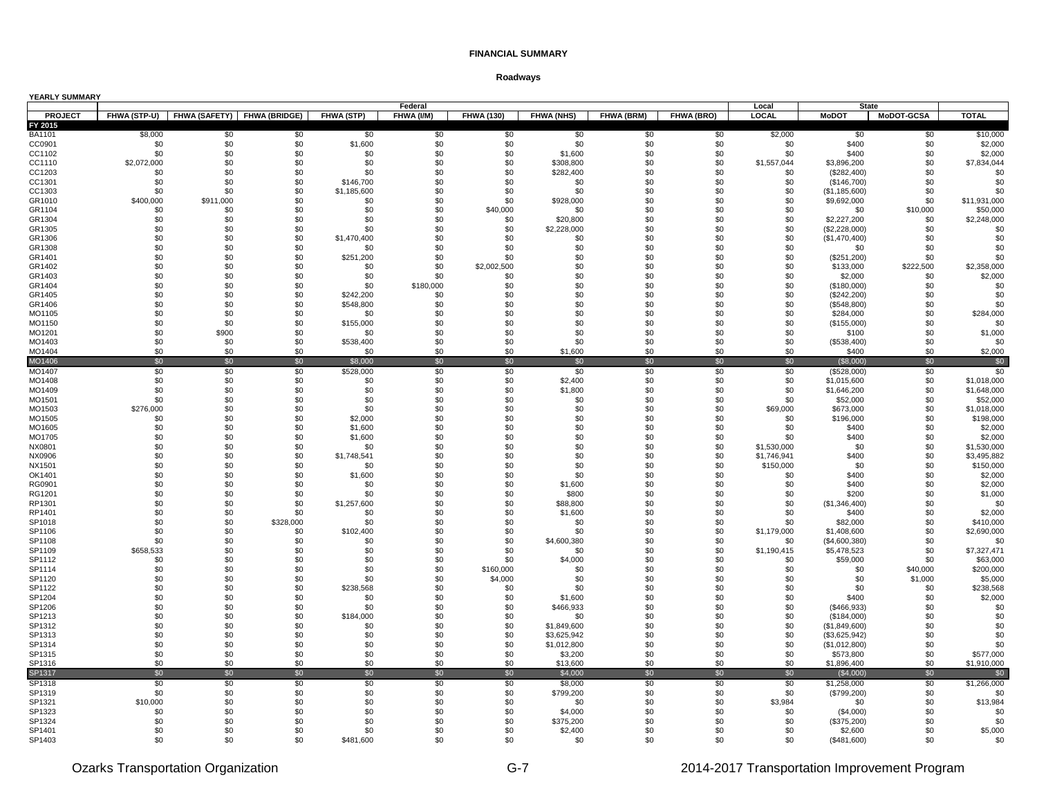**FINANCIAL SUMMARY**

**Roadways**

**YEARLY SUMMARY**

| | Federal | | | | | | | | | Local | State | | |
|---|---|---|---|---|---|---|---|---|---|---|---|---|---|
| PROJECT | FHWA (STP-U) | FHWA (SAFETY) | FHWA (BRIDGE) | FHWA (STP) | FHWA (I/M) | FHWA (130) | FHWA (NHS) | FHWA (BRM) | FHWA (BRO) | LOCAL | MoDOT | MoDOT-GCSA | TOTAL |
| **FY 2015** | | | | | | | | | | | | | |
| BA1101 | $8,000 | $0 | $0 | $0 | $0 | $0 | $0 | $0 | $0 | $2,000 | $0 | $0 | $10,000 |
| CC0901 | $0 | $0 | $0 | $1,600 | $0 | $0 | $0 | $0 | $0 | $0 | $400 | $0 | $2,000 |
| CC1102 | $0 | $0 | $0 | $0 | $0 | $0 | $1,600 | $0 | $0 | $0 | $400 | $0 | $2,000 |
| CC1110 | $2,072,000 | $0 | $0 | $0 | $0 | $0 | $308,800 | $0 | $0 | $1,557,044 | $3,896,200 | $0 | $7,834,044 |
| CC1203 | $0 | $0 | $0 | $0 | $0 | $0 | $282,400 | $0 | $0 | $0 | ($282,400) | $0 | $0 |
| CC1301 | $0 | $0 | $0 | $146,700 | $0 | $0 | $0 | $0 | $0 | $0 | ($146,700) | $0 | $0 |
| CC1303 | $0 | $0 | $0 | $1,185,600 | $0 | $0 | $0 | $0 | $0 | $0 | ($1,185,600) | $0 | $0 |
| GR1010 | $400,000 | $911,000 | $0 | $0 | $0 | $0 | $928,000 | $0 | $0 | $0 | $9,692,000 | $0 | $11,931,000 |
| GR1104 | $0 | $0 | $0 | $0 | $0 | $40,000 | $0 | $0 | $0 | $0 | $0 | $10,000 | $50,000 |
| GR1304 | $0 | $0 | $0 | $0 | $0 | $0 | $20,800 | $0 | $0 | $0 | $2,227,200 | $0 | $2,248,000 |
| GR1305 | $0 | $0 | $0 | $0 | $0 | $0 | $2,228,000 | $0 | $0 | $0 | ($2,228,000) | $0 | $0 |
| GR1306 | $0 | $0 | $0 | $1,470,400 | $0 | $0 | $0 | $0 | $0 | $0 | ($1,470,400) | $0 | $0 |
| GR1308 | $0 | $0 | $0 | $0 | $0 | $0 | $0 | $0 | $0 | $0 | $0 | $0 | $0 |
| GR1401 | $0 | $0 | $0 | $251,200 | $0 | $0 | $0 | $0 | $0 | $0 | ($251,200) | $0 | $0 |
| GR1402 | $0 | $0 | $0 | $0 | $0 | $2,002,500 | $0 | $0 | $0 | $0 | $133,000 | $222,500 | $2,358,000 |
| GR1403 | $0 | $0 | $0 | $0 | $0 | $0 | $0 | $0 | $0 | $0 | $2,000 | $0 | $2,000 |
| GR1404 | $0 | $0 | $0 | $0 | $180,000 | $0 | $0 | $0 | $0 | $0 | ($180,000) | $0 | $0 |
| GR1405 | $0 | $0 | $0 | $242,200 | $0 | $0 | $0 | $0 | $0 | $0 | ($242,200) | $0 | $0 |
| GR1406 | $0 | $0 | $0 | $548,800 | $0 | $0 | $0 | $0 | $0 | $0 | ($548,800) | $0 | $0 |
| MO1105 | $0 | $0 | $0 | $0 | $0 | $0 | $0 | $0 | $0 | $0 | $284,000 | $0 | $284,000 |
| MO1150 | $0 | $0 | $0 | $155,000 | $0 | $0 | $0 | $0 | $0 | $0 | ($155,000) | $0 | $0 |
| MO1201 | $0 | $900 | $0 | $0 | $0 | $0 | $0 | $0 | $0 | $0 | $100 | $0 | $1,000 |
| MO1403 | $0 | $0 | $0 | $538,400 | $0 | $0 | $0 | $0 | $0 | $0 | ($538,400) | $0 | $0 |
| MO1404 | $0 | $0 | $0 | $0 | $0 | $0 | $1,600 | $0 | $0 | $0 | $400 | $0 | $2,000 |
| MO1406 | $0 | $0 | $0 | $8,000 | $0 | $0 | $0 | $0 | $0 | $0 | ($8,000) | $0 | $0 |
| MO1407 | $0 | $0 | $0 | $528,000 | $0 | $0 | $0 | $0 | $0 | $0 | ($528,000) | $0 | $0 |
| MO1408 | $0 | $0 | $0 | $0 | $0 | $0 | $2,400 | $0 | $0 | $0 | $1,015,600 | $0 | $1,018,000 |
| MO1409 | $0 | $0 | $0 | $0 | $0 | $0 | $1,800 | $0 | $0 | $0 | $1,646,200 | $0 | $1,648,000 |
| MO1501 | $0 | $0 | $0 | $0 | $0 | $0 | $0 | $0 | $0 | $0 | $52,000 | $0 | $52,000 |
| MO1503 | $276,000 | $0 | $0 | $0 | $0 | $0 | $0 | $0 | $0 | $69,000 | $673,000 | $0 | $1,018,000 |
| MO1505 | $0 | $0 | $0 | $2,000 | $0 | $0 | $0 | $0 | $0 | $0 | $196,000 | $0 | $198,000 |
| MO1605 | $0 | $0 | $0 | $1,600 | $0 | $0 | $0 | $0 | $0 | $0 | $400 | $0 | $2,000 |
| MO1705 | $0 | $0 | $0 | $1,600 | $0 | $0 | $0 | $0 | $0 | $0 | $400 | $0 | $2,000 |
| NX0801 | $0 | $0 | $0 | $0 | $0 | $0 | $0 | $0 | $0 | $1,530,000 | $0 | $0 | $1,530,000 |
| NX0906 | $0 | $0 | $0 | $1,748,541 | $0 | $0 | $0 | $0 | $0 | $1,746,941 | $400 | $0 | $3,495,882 |
| NX1501 | $0 | $0 | $0 | $0 | $0 | $0 | $0 | $0 | $0 | $150,000 | $0 | $0 | $150,000 |
| OK1401 | $0 | $0 | $0 | $1,600 | $0 | $0 | $0 | $0 | $0 | $0 | $400 | $0 | $2,000 |
| RG0901 | $0 | $0 | $0 | $0 | $0 | $0 | $1,600 | $0 | $0 | $0 | $400 | $0 | $2,000 |
| RG1201 | $0 | $0 | $0 | $0 | $0 | $0 | $800 | $0 | $0 | $0 | $200 | $0 | $1,000 |
| RP1301 | $0 | $0 | $0 | $1,257,600 | $0 | $0 | $88,800 | $0 | $0 | $0 | ($1,346,400) | $0 | $0 |
| RP1401 | $0 | $0 | $0 | $0 | $0 | $0 | $1,600 | $0 | $0 | $0 | $400 | $0 | $2,000 |
| SP1018 | $0 | $0 | $328,000 | $0 | $0 | $0 | $0 | $0 | $0 | $0 | $82,000 | $0 | $410,000 |
| SP1106 | $0 | $0 | $0 | $102,400 | $0 | $0 | $0 | $0 | $0 | $1,179,000 | $1,408,600 | $0 | $2,690,000 |
| SP1108 | $0 | $0 | $0 | $0 | $0 | $0 | $4,600,380 | $0 | $0 | $0 | ($4,600,380) | $0 | $0 |
| SP1109 | $658,533 | $0 | $0 | $0 | $0 | $0 | $0 | $0 | $0 | $1,190,415 | $5,478,523 | $0 | $7,327,471 |
| SP1112 | $0 | $0 | $0 | $0 | $0 | $0 | $4,000 | $0 | $0 | $0 | $59,000 | $0 | $63,000 |
| SP1114 | $0 | $0 | $0 | $0 | $0 | $160,000 | $0 | $0 | $0 | $0 | $0 | $40,000 | $200,000 |
| SP1120 | $0 | $0 | $0 | $0 | $0 | $4,000 | $0 | $0 | $0 | $0 | $0 | $1,000 | $5,000 |
| SP1122 | $0 | $0 | $0 | $238,568 | $0 | $0 | $0 | $0 | $0 | $0 | $0 | $0 | $238,568 |
| SP1204 | $0 | $0 | $0 | $0 | $0 | $0 | $1,600 | $0 | $0 | $0 | $400 | $0 | $2,000 |
| SP1206 | $0 | $0 | $0 | $0 | $0 | $0 | $466,933 | $0 | $0 | $0 | ($466,933) | $0 | $0 |
| SP1213 | $0 | $0 | $0 | $184,000 | $0 | $0 | $0 | $0 | $0 | $0 | ($184,000) | $0 | $0 |
| SP1312 | $0 | $0 | $0 | $0 | $0 | $0 | $1,849,600 | $0 | $0 | $0 | ($1,849,600) | $0 | $0 |
| SP1313 | $0 | $0 | $0 | $0 | $0 | $0 | $3,625,942 | $0 | $0 | $0 | ($3,625,942) | $0 | $0 |
| SP1314 | $0 | $0 | $0 | $0 | $0 | $0 | $1,012,800 | $0 | $0 | $0 | ($1,012,800) | $0 | $0 |
| SP1315 | $0 | $0 | $0 | $0 | $0 | $0 | $3,200 | $0 | $0 | $0 | $573,800 | $0 | $577,000 |
| SP1316 | $0 | $0 | $0 | $0 | $0 | $0 | $13,600 | $0 | $0 | $0 | $1,896,400 | $0 | $1,910,000 |
| SP1317 | $0 | $0 | $0 | $0 | $0 | $0 | $4,000 | $0 | $0 | $0 | ($4,000) | $0 | $0 |
| SP1318 | $0 | $0 | $0 | $0 | $0 | $0 | $8,000 | $0 | $0 | $0 | $1,258,000 | $0 | $1,266,000 |
| SP1319 | $0 | $0 | $0 | $0 | $0 | $0 | $799,200 | $0 | $0 | $0 | ($799,200) | $0 | $0 |
| SP1321 | $10,000 | $0 | $0 | $0 | $0 | $0 | $0 | $0 | $0 | $3,984 | $0 | $0 | $13,984 |
| SP1323 | $0 | $0 | $0 | $0 | $0 | $0 | $4,000 | $0 | $0 | $0 | ($4,000) | $0 | $0 |
| SP1324 | $0 | $0 | $0 | $0 | $0 | $0 | $375,200 | $0 | $0 | $0 | ($375,200) | $0 | $0 |
| SP1401 | $0 | $0 | $0 | $0 | $0 | $0 | $2,400 | $0 | $0 | $0 | $2,600 | $0 | $5,000 |
| SP1403 | $0 | $0 | $0 | $481,600 | $0 | $0 | $0 | $0 | $0 | $0 | ($481,600) | $0 | $0 |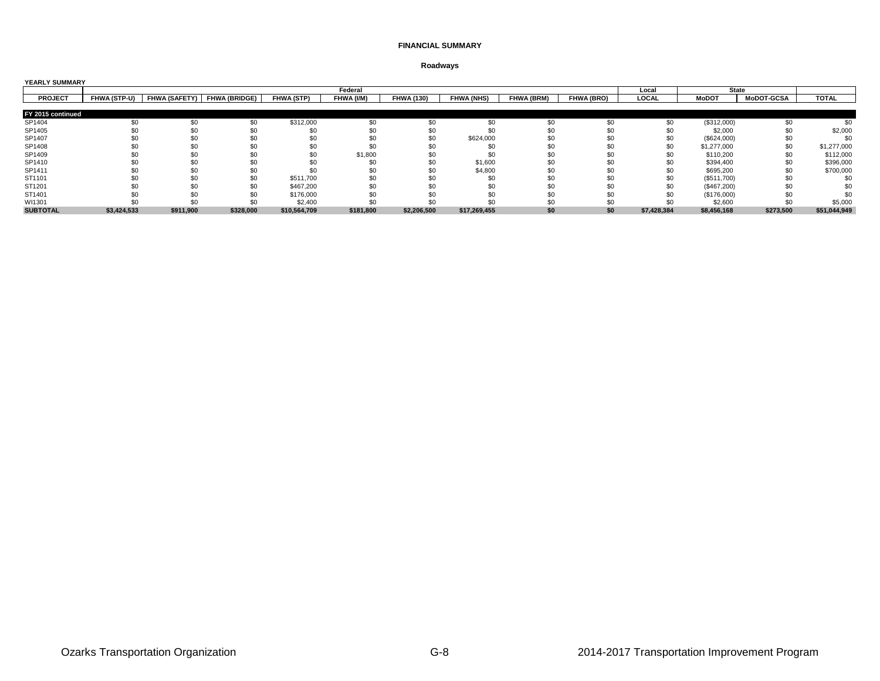**FINANCIAL SUMMARY**

**Roadways**

**YEARLY SUMMARY**

| | Federal | | | | | | | | | Local | State | | |
|---|---|---|---|---|---|---|---|---|---|---|---|---|---|
| **PROJECT** | **FHWA (STP-U)** | **FHWA (SAFETY)** | **FHWA (BRIDGE)** | **FHWA (STP)** | **FHWA (I/M)** | **FHWA (130)** | **FHWA (NHS)** | **FHWA (BRM)** | **FHWA (BRO)** | **LOCAL** | **MoDOT** | **MoDOT-GCSA** | **TOTAL** |
| **FY 2015 continued** | | | | | | | | | | | | | |
| SP1404 | $0 | $0 | $0 | $312,000 | $0 | $0 | $0 | $0 | $0 | $0 | ($312,000) | $0 | $0 |
| SP1405 | $0 | $0 | $0 | $0 | $0 | $0 | $0 | $0 | $0 | $0 | $2,000 | $0 | $2,000 |
| SP1407 | $0 | $0 | $0 | $0 | $0 | $0 | $624,000 | $0 | $0 | $0 | ($624,000) | $0 | $0 |
| SP1408 | $0 | $0 | $0 | $0 | $0 | $0 | $0 | $0 | $0 | $0 | $1,277,000 | $0 | $1,277,000 |
| SP1409 | $0 | $0 | $0 | $0 | $1,800 | $0 | $0 | $0 | $0 | $0 | $110,200 | $0 | $112,000 |
| SP1410 | $0 | $0 | $0 | $0 | $0 | $0 | $1,600 | $0 | $0 | $0 | $394,400 | $0 | $396,000 |
| SP1411 | $0 | $0 | $0 | $0 | $0 | $0 | $4,800 | $0 | $0 | $0 | $695,200 | $0 | $700,000 |
| ST1101 | $0 | $0 | $0 | $511,700 | $0 | $0 | $0 | $0 | $0 | $0 | ($511,700) | $0 | $0 |
| ST1201 | $0 | $0 | $0 | $467,200 | $0 | $0 | $0 | $0 | $0 | $0 | ($467,200) | $0 | $0 |
| ST1401 | $0 | $0 | $0 | $176,000 | $0 | $0 | $0 | $0 | $0 | $0 | ($176,000) | $0 | $0 |
| WI1301 | $0 | $0 | $0 | $2,400 | $0 | $0 | $0 | $0 | $0 | $0 | $2,600 | $0 | $5,000 |
| **SUBTOTAL** | **$3,424,533** | **$911,900** | **$328,000** | **$10,564,709** | **$181,800** | **$2,206,500** | **$17,269,455** | **$0** | **$0** | **$7,428,384** | **$8,456,168** | **$273,500** | **$51,044,949** |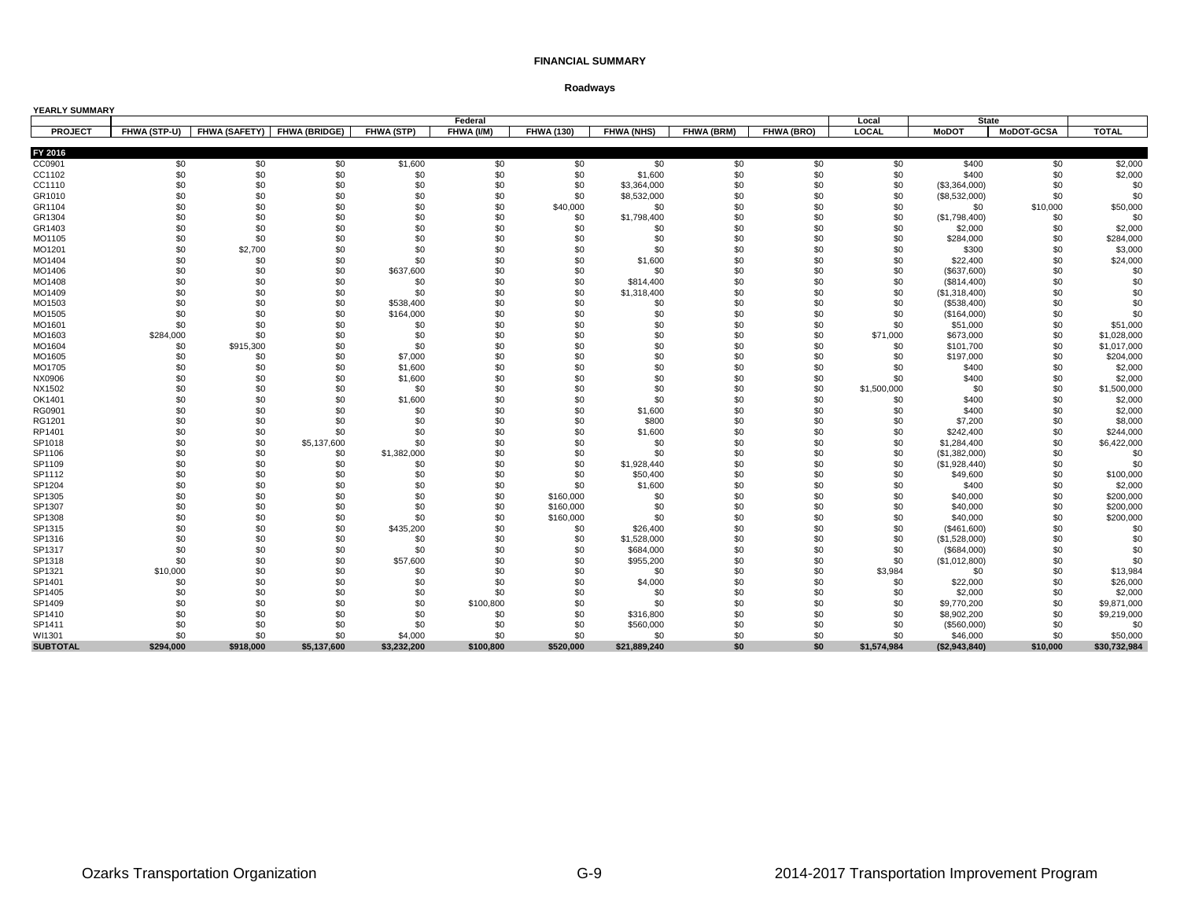**FINANCIAL SUMMARY**

**Roadways**

YEARLY SUMMARY

| | Federal | | | | | | | | | Local | State | | |
|---|---|---|---|---|---|---|---|---|---|---|---|---|---|
| PROJECT | FHWA (STP-U) | FHWA (SAFETY) | FHWA (BRIDGE) | FHWA (STP) | FHWA (I/M) | FHWA (130) | FHWA (NHS) | FHWA (BRM) | FHWA (BRO) | LOCAL | MoDOT | MoDOT-GCSA | TOTAL |
| **FY 2016** | | | | | | | | | | | | | |
| CC0901 | $0 | $0 | $0 | $1,600 | $0 | $0 | $0 | $0 | $0 | $0 | $400 | $0 | $2,000 |
| CC1102 | $0 | $0 | $0 | $0 | $0 | $0 | $1,600 | $0 | $0 | $0 | $400 | $0 | $2,000 |
| CC1110 | $0 | $0 | $0 | $0 | $0 | $0 | $3,364,000 | $0 | $0 | $0 | ($3,364,000) | $0 | $0 |
| GR1010 | $0 | $0 | $0 | $0 | $0 | $0 | $8,532,000 | $0 | $0 | $0 | ($8,532,000) | $0 | $0 |
| GR1104 | $0 | $0 | $0 | $0 | $0 | $40,000 | $0 | $0 | $0 | $0 | $0 | $10,000 | $50,000 |
| GR1304 | $0 | $0 | $0 | $0 | $0 | $0 | $1,798,400 | $0 | $0 | $0 | ($1,798,400) | $0 | $0 |
| GR1403 | $0 | $0 | $0 | $0 | $0 | $0 | $0 | $0 | $0 | $0 | $2,000 | $0 | $2,000 |
| MO1105 | $0 | $0 | $0 | $0 | $0 | $0 | $0 | $0 | $0 | $0 | $284,000 | $0 | $284,000 |
| MO1201 | $0 | $2,700 | $0 | $0 | $0 | $0 | $0 | $0 | $0 | $0 | $300 | $0 | $3,000 |
| MO1404 | $0 | $0 | $0 | $0 | $0 | $0 | $1,600 | $0 | $0 | $0 | $22,400 | $0 | $24,000 |
| MO1406 | $0 | $0 | $0 | $637,600 | $0 | $0 | $0 | $0 | $0 | $0 | ($637,600) | $0 | $0 |
| MO1408 | $0 | $0 | $0 | $0 | $0 | $0 | $814,400 | $0 | $0 | $0 | ($814,400) | $0 | $0 |
| MO1409 | $0 | $0 | $0 | $0 | $0 | $0 | $1,318,400 | $0 | $0 | $0 | ($1,318,400) | $0 | $0 |
| MO1503 | $0 | $0 | $0 | $538,400 | $0 | $0 | $0 | $0 | $0 | $0 | ($538,400) | $0 | $0 |
| MO1505 | $0 | $0 | $0 | $164,000 | $0 | $0 | $0 | $0 | $0 | $0 | ($164,000) | $0 | $0 |
| MO1601 | $0 | $0 | $0 | $0 | $0 | $0 | $0 | $0 | $0 | $0 | $51,000 | $0 | $51,000 |
| MO1603 | $284,000 | $0 | $0 | $0 | $0 | $0 | $0 | $0 | $0 | $71,000 | $673,000 | $0 | $1,028,000 |
| MO1604 | $0 | $915,300 | $0 | $0 | $0 | $0 | $0 | $0 | $0 | $0 | $101,700 | $0 | $1,017,000 |
| MO1605 | $0 | $0 | $0 | $7,000 | $0 | $0 | $0 | $0 | $0 | $0 | $197,000 | $0 | $204,000 |
| MO1705 | $0 | $0 | $0 | $1,600 | $0 | $0 | $0 | $0 | $0 | $0 | $400 | $0 | $2,000 |
| NX0906 | $0 | $0 | $0 | $1,600 | $0 | $0 | $0 | $0 | $0 | $0 | $400 | $0 | $2,000 |
| NX1502 | $0 | $0 | $0 | $0 | $0 | $0 | $0 | $0 | $0 | $1,500,000 | $0 | $0 | $1,500,000 |
| OK1401 | $0 | $0 | $0 | $1,600 | $0 | $0 | $0 | $0 | $0 | $0 | $400 | $0 | $2,000 |
| RG0901 | $0 | $0 | $0 | $0 | $0 | $0 | $1,600 | $0 | $0 | $0 | $400 | $0 | $2,000 |
| RG1201 | $0 | $0 | $0 | $0 | $0 | $0 | $800 | $0 | $0 | $0 | $7,200 | $0 | $8,000 |
| RP1401 | $0 | $0 | $0 | $0 | $0 | $0 | $1,600 | $0 | $0 | $0 | $242,400 | $0 | $244,000 |
| SP1018 | $0 | $0 | $5,137,600 | $0 | $0 | $0 | $0 | $0 | $0 | $0 | $1,284,400 | $0 | $6,422,000 |
| SP1106 | $0 | $0 | $0 | $1,382,000 | $0 | $0 | $0 | $0 | $0 | $0 | ($1,382,000) | $0 | $0 |
| SP1109 | $0 | $0 | $0 | $0 | $0 | $0 | $1,928,440 | $0 | $0 | $0 | ($1,928,440) | $0 | $0 |
| SP1112 | $0 | $0 | $0 | $0 | $0 | $0 | $50,400 | $0 | $0 | $0 | $49,600 | $0 | $100,000 |
| SP1204 | $0 | $0 | $0 | $0 | $0 | $0 | $1,600 | $0 | $0 | $0 | $400 | $0 | $2,000 |
| SP1305 | $0 | $0 | $0 | $0 | $0 | $160,000 | $0 | $0 | $0 | $0 | $40,000 | $0 | $200,000 |
| SP1307 | $0 | $0 | $0 | $0 | $0 | $160,000 | $0 | $0 | $0 | $0 | $40,000 | $0 | $200,000 |
| SP1308 | $0 | $0 | $0 | $0 | $0 | $160,000 | $0 | $0 | $0 | $0 | $40,000 | $0 | $200,000 |
| SP1315 | $0 | $0 | $0 | $435,200 | $0 | $0 | $26,400 | $0 | $0 | $0 | ($461,600) | $0 | $0 |
| SP1316 | $0 | $0 | $0 | $0 | $0 | $0 | $1,528,000 | $0 | $0 | $0 | ($1,528,000) | $0 | $0 |
| SP1317 | $0 | $0 | $0 | $0 | $0 | $0 | $684,000 | $0 | $0 | $0 | ($684,000) | $0 | $0 |
| SP1318 | $0 | $0 | $0 | $57,600 | $0 | $0 | $955,200 | $0 | $0 | $0 | ($1,012,800) | $0 | $0 |
| SP1321 | $10,000 | $0 | $0 | $0 | $0 | $0 | $0 | $0 | $0 | $3,984 | $0 | $0 | $13,984 |
| SP1401 | $0 | $0 | $0 | $0 | $0 | $0 | $4,000 | $0 | $0 | $0 | $22,000 | $0 | $26,000 |
| SP1405 | $0 | $0 | $0 | $0 | $0 | $0 | $0 | $0 | $0 | $0 | $2,000 | $0 | $2,000 |
| SP1409 | $0 | $0 | $0 | $0 | $100,800 | $0 | $0 | $0 | $0 | $0 | $9,770,200 | $0 | $9,871,000 |
| SP1410 | $0 | $0 | $0 | $0 | $0 | $0 | $316,800 | $0 | $0 | $0 | $8,902,200 | $0 | $9,219,000 |
| SP1411 | $0 | $0 | $0 | $0 | $0 | $0 | $560,000 | $0 | $0 | $0 | ($560,000) | $0 | $0 |
| WI1301 | $0 | $0 | $0 | $4,000 | $0 | $0 | $0 | $0 | $0 | $0 | $46,000 | $0 | $50,000 |
| **SUBTOTAL** | **$294,000** | **$918,000** | **$5,137,600** | **$3,232,200** | **$100,800** | **$520,000** | **$21,889,240** | **$0** | **$0** | **$1,574,984** | **($2,943,840)** | **$10,000** | **$30,732,984** |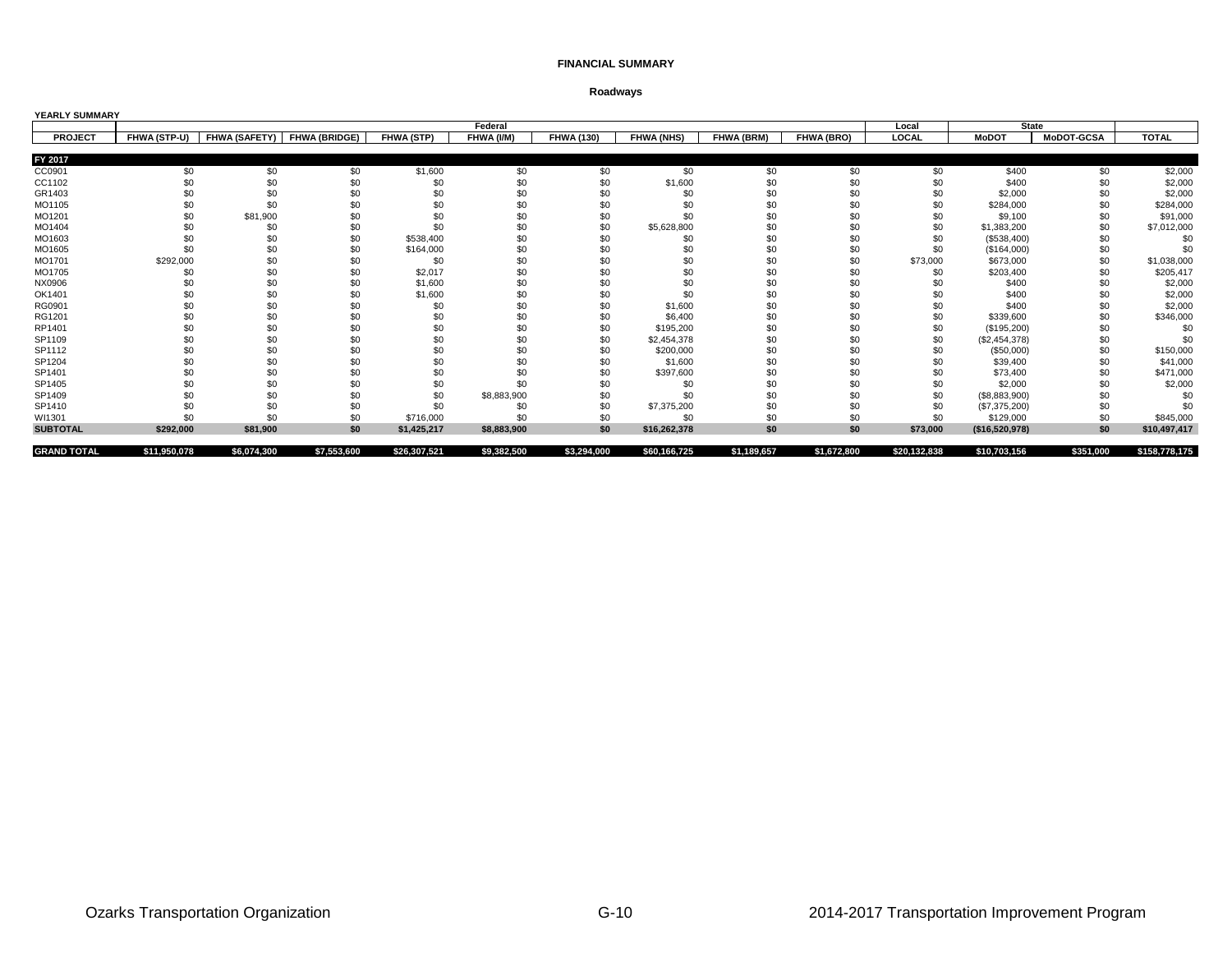**FINANCIAL SUMMARY**

**Roadways**

**YEARLY SUMMARY**

| | Federal | | | | | | | | | Local | State | | |
|---|---|---|---|---|---|---|---|---|---|---|---|---|---|
| **PROJECT** | **FHWA (STP-U)** | **FHWA (SAFETY)** | **FHWA (BRIDGE)** | **FHWA (STP)** | **FHWA (I/M)** | **FHWA (130)** | **FHWA (NHS)** | **FHWA (BRM)** | **FHWA (BRO)** | **LOCAL** | **MoDOT** | **MoDOT-GCSA** | **TOTAL** |
| **FY 2017** | | | | | | | | | | | | | |
| CC0901 | $0 | $0 | $0 | $1,600 | $0 | $0 | $0 | $0 | $0 | $0 | $400 | $0 | $2,000 |
| CC1102 | $0 | $0 | $0 | $0 | $0 | $0 | $1,600 | $0 | $0 | $0 | $400 | $0 | $2,000 |
| GR1403 | $0 | $0 | $0 | $0 | $0 | $0 | $0 | $0 | $0 | $0 | $2,000 | $0 | $2,000 |
| MO1105 | $0 | $0 | $0 | $0 | $0 | $0 | $0 | $0 | $0 | $0 | $284,000 | $0 | $284,000 |
| MO1201 | $0 | $81,900 | $0 | $0 | $0 | $0 | $0 | $0 | $0 | $0 | $9,100 | $0 | $91,000 |
| MO1404 | $0 | $0 | $0 | $0 | $0 | $0 | $5,628,800 | $0 | $0 | $0 | $1,383,200 | $0 | $7,012,000 |
| MO1603 | $0 | $0 | $0 | $538,400 | $0 | $0 | $0 | $0 | $0 | $0 | ($538,400) | $0 | $0 |
| MO1605 | $0 | $0 | $0 | $164,000 | $0 | $0 | $0 | $0 | $0 | $0 | ($164,000) | $0 | $0 |
| MO1701 | $292,000 | $0 | $0 | $0 | $0 | $0 | $0 | $0 | $0 | $73,000 | $673,000 | $0 | $1,038,000 |
| MO1705 | $0 | $0 | $0 | $2,017 | $0 | $0 | $0 | $0 | $0 | $0 | $203,400 | $0 | $205,417 |
| NX0906 | $0 | $0 | $0 | $1,600 | $0 | $0 | $0 | $0 | $0 | $0 | $400 | $0 | $2,000 |
| OK1401 | $0 | $0 | $0 | $1,600 | $0 | $0 | $0 | $0 | $0 | $0 | $400 | $0 | $2,000 |
| RG0901 | $0 | $0 | $0 | $0 | $0 | $0 | $1,600 | $0 | $0 | $0 | $400 | $0 | $2,000 |
| RG1201 | $0 | $0 | $0 | $0 | $0 | $0 | $6,400 | $0 | $0 | $0 | $339,600 | $0 | $346,000 |
| RP1401 | $0 | $0 | $0 | $0 | $0 | $0 | $195,200 | $0 | $0 | $0 | ($195,200) | $0 | $0 |
| SP1109 | $0 | $0 | $0 | $0 | $0 | $0 | $2,454,378 | $0 | $0 | $0 | ($2,454,378) | $0 | $0 |
| SP1112 | $0 | $0 | $0 | $0 | $0 | $0 | $200,000 | $0 | $0 | $0 | ($50,000) | $0 | $150,000 |
| SP1204 | $0 | $0 | $0 | $0 | $0 | $0 | $1,600 | $0 | $0 | $0 | $39,400 | $0 | $41,000 |
| SP1401 | $0 | $0 | $0 | $0 | $0 | $0 | $397,600 | $0 | $0 | $0 | $73,400 | $0 | $471,000 |
| SP1405 | $0 | $0 | $0 | $0 | $0 | $0 | $0 | $0 | $0 | $0 | $2,000 | $0 | $2,000 |
| SP1409 | $0 | $0 | $0 | $0 | $8,883,900 | $0 | $0 | $0 | $0 | $0 | ($8,883,900) | $0 | $0 |
| SP1410 | $0 | $0 | $0 | $0 | $0 | $0 | $7,375,200 | $0 | $0 | $0 | ($7,375,200) | $0 | $0 |
| WI1301 | $0 | $0 | $0 | $716,000 | $0 | $0 | $0 | $0 | $0 | $0 | $129,000 | $0 | $845,000 |
| **SUBTOTAL** | **$292,000** | **$81,900** | **$0** | **$1,425,217** | **$8,883,900** | **$0** | **$16,262,378** | **$0** | **$0** | **$73,000** | **($16,520,978)** | **$0** | **$10,497,417** |
| **GRAND TOTAL** | **$11,950,078** | **$6,074,300** | **$7,553,600** | **$26,307,521** | **$9,382,500** | **$3,294,000** | **$60,166,725** | **$1,189,657** | **$1,672,800** | **$20,132,838** | **$10,703,156** | **$351,000** | **$158,778,175** |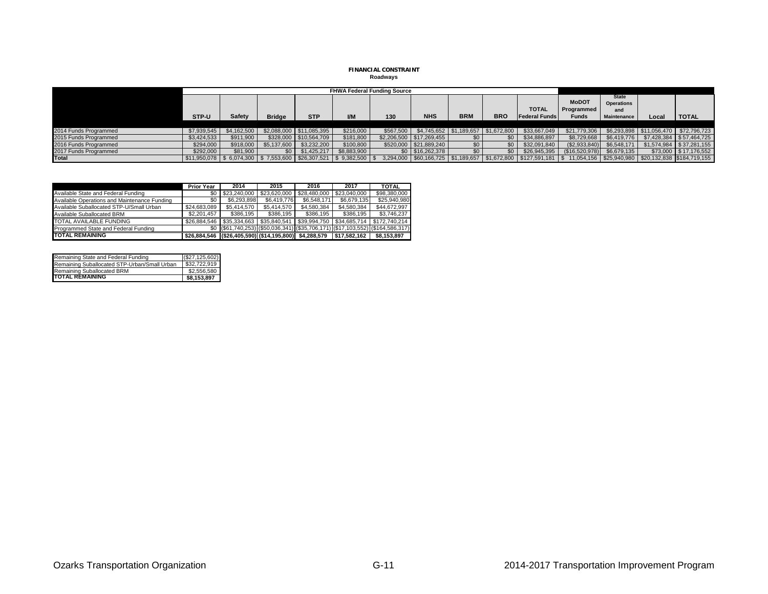# FINANCIAL CONSTRAINT

## Roadways

| | FHWA Federal Funding Source | | | | | | | | | | | | | |
|---|---|---|---|---|---|---|---|---|---|---|---|---|---|---|
| | STP-U | Safety | Bridge | STP | I/M | 130 | NHS | BRM | BRO | TOTAL Federal Funds | MoDOT Programmed Funds | State Operations and Maintenance | Local | TOTAL |
| 2014 Funds Programmed | $7,939,545 | $4,162,500 | $2,088,000 | $11,085,395 | $216,000 | $567,500 | $4,745,652 | $1,189,657 | $1,672,800 | $33,667,049 | $21,779,306 | $6,293,898 | $11,056,470 | $72,796,723 |
| 2015 Funds Programmed | $3,424,533 | $911,900 | $328,000 | $10,564,709 | $181,800 | $2,206,500 | $17,269,455 | $0 | $0 | $34,886,897 | $8,729,668 | $6,419,776 | $7,428,384 | $57,464,725 |
| 2016 Funds Programmed | $294,000 | $918,000 | $5,137,600 | $3,232,200 | $100,800 | $520,000 | $21,889,240 | $0 | $0 | $32,091,840 | ($2,933,840) | $6,548,171 | $1,574,984 | $37,281,155 |
| 2017 Funds Programmed | $292,000 | $81,900 | $0 | $1,425,217 | $8,883,900 | $0 | $16,262,378 | $0 | $0 | $26,945,395 | ($16,520,978) | $6,679,135 | $73,000 | $17,176,552 |
| **Total** | $11,950,078 | $ 6,074,300 | $ 7,553,600 | $26,307,521 | $ 9,382,500 | $ 3,294,000 | $60,166,725 | $1,189,657 | $1,672,800 | $127,591,181 | $ 11,054,156 | $25,940,980 | $20,132,838 | $184,719,155 |

| | Prior Year | 2014 | 2015 | 2016 | 2017 | TOTAL |
|---|---|---|---|---|---|---|
| Available State and Federal Funding | $0 | $23,240,000 | $23,620,000 | $28,480,000 | $23,040,000 | $98,380,000 |
| Available Operations and Maintenance Funding | $0 | $6,293,898 | $6,419,776 | $6,548,171 | $6,679,135 | $25,940,980 |
| Available Suballocated STP-U/Small Urban | $24,683,089 | $5,414,570 | $5,414,570 | $4,580,384 | $4,580,384 | $44,672,997 |
| Available Suballocated BRM | $2,201,457 | $386,195 | $386,195 | $386,195 | $386,195 | $3,746,237 |
| TOTAL AVAILABLE FUNDING | $26,884,546 | $35,334,663 | $35,840,541 | $39,994,750 | $34,685,714 | $172,740,214 |
| Programmed State and Federal Funding | $0 | ($61,740,253) | ($50,036,341) | ($35,706,171) | ($17,103,552) | ($164,586,317) |
| **TOTAL REMAINING** | **$26,884,546** | **($26,405,590)** | **($14,195,800)** | **$4,288,579** | **$17,582,162** | **$8,153,897** |

| | |
|---|---|
| Remaining State and Federal Funding | ($27,125,602) |
| Remaining Suballocated STP-Urban/Small Urban | $32,722,919 |
| Remaining Suballocated BRM | $2,556,580 |
| **TOTAL REMAINING** | **$8,153,897** |